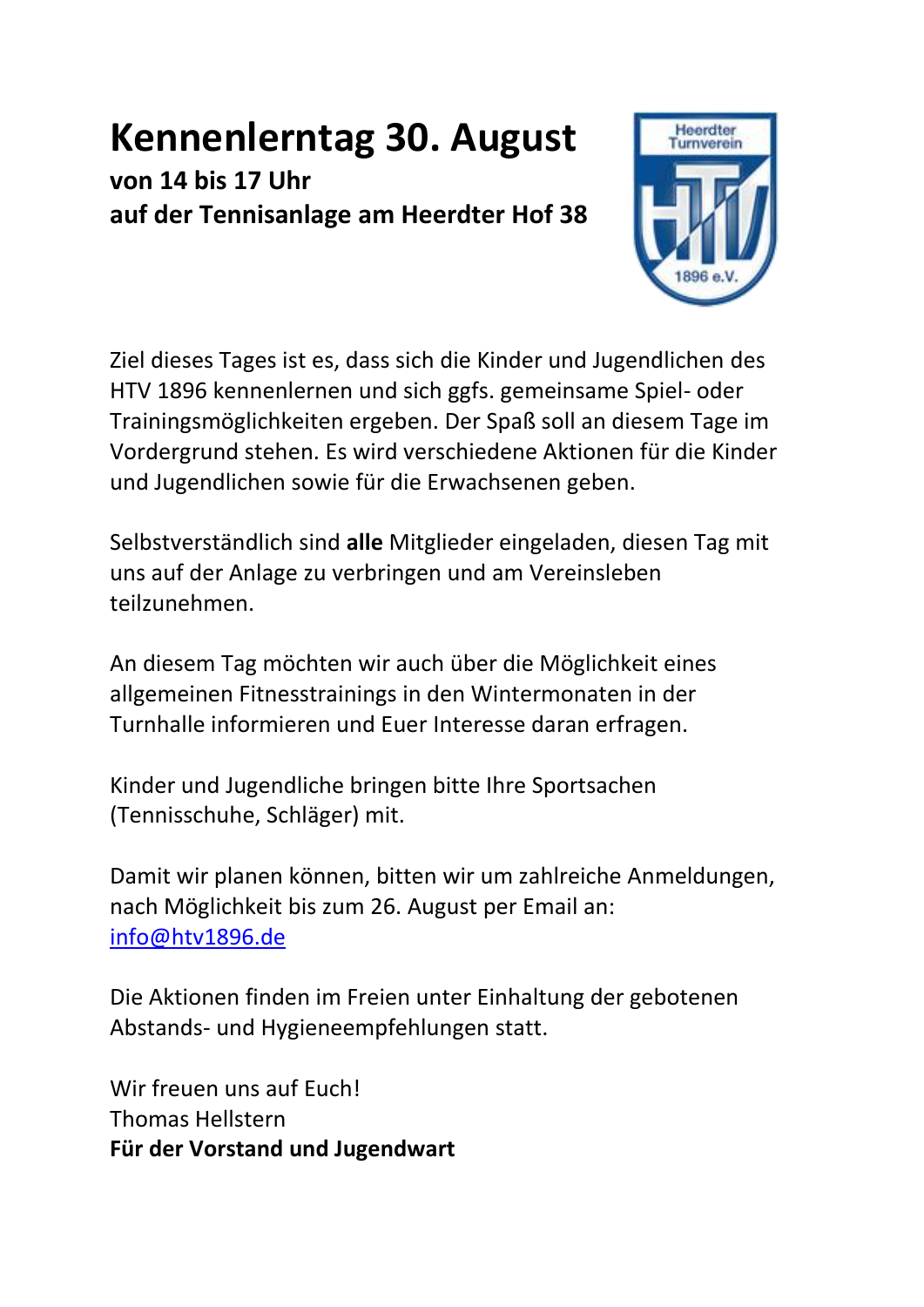# Kennenlerntag 30. August

**von 14 bis 17 Uhr**
**auf der Tennisanlage am Heerdter Hof 38**

Ziel dieses Tages ist es, dass sich die Kinder und Jugendlichen des HTV 1896 kennenlernen und sich ggfs. gemeinsame Spiel- oder Trainingsmöglichkeiten ergeben. Der Spaß soll an diesem Tage im Vordergrund stehen. Es wird verschiedene Aktionen für die Kinder und Jugendlichen sowie für die Erwachsenen geben.

Selbstverständlich sind **alle** Mitglieder eingeladen, diesen Tag mit uns auf der Anlage zu verbringen und am Vereinsleben teilzunehmen.

An diesem Tag möchten wir auch über die Möglichkeit eines allgemeinen Fitnesstrainings in den Wintermonaten in der Turnhalle informieren und Euer Interesse daran erfragen.

Kinder und Jugendliche bringen bitte Ihre Sportsachen (Tennisschuhe, Schläger) mit.

Damit wir planen können, bitten wir um zahlreiche Anmeldungen, nach Möglichkeit bis zum 26. August per Email an: info@htv1896.de

Die Aktionen finden im Freien unter Einhaltung der gebotenen Abstands- und Hygieneempfehlungen statt.

Wir freuen uns auf Euch!
Thomas Hellstern
**Für der Vorstand und Jugendwart**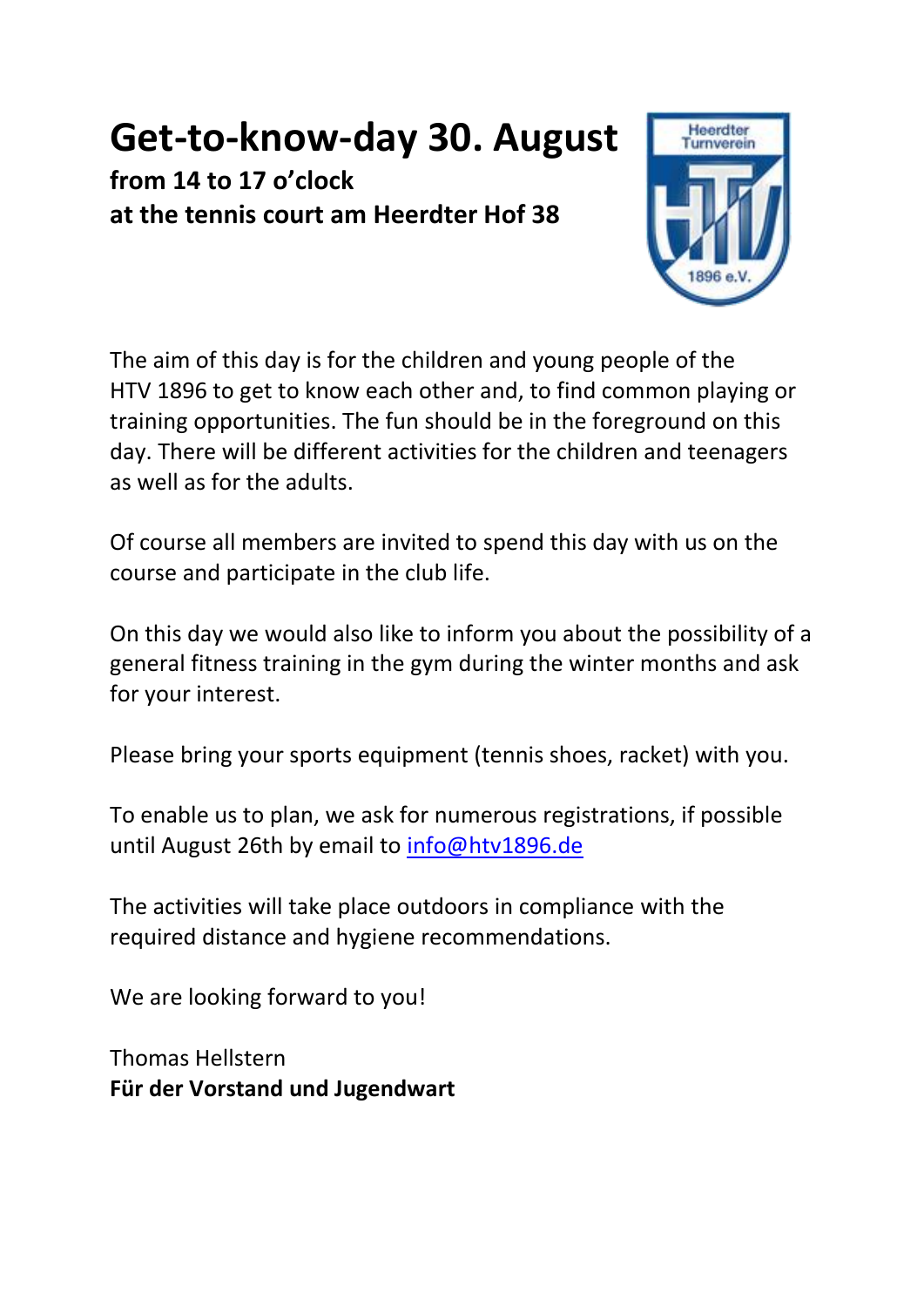# Get-to-know-day 30. August

**from 14 to 17 o'clock**
**at the tennis court am Heerdter Hof 38**

The aim of this day is for the children and young people of the HTV 1896 to get to know each other and, to find common playing or training opportunities. The fun should be in the foreground on this day. There will be different activities for the children and teenagers as well as for the adults.

Of course all members are invited to spend this day with us on the course and participate in the club life.

On this day we would also like to inform you about the possibility of a general fitness training in the gym during the winter months and ask for your interest.

Please bring your sports equipment (tennis shoes, racket) with you.

To enable us to plan, we ask for numerous registrations, if possible until August 26th by email to info@htv1896.de

The activities will take place outdoors in compliance with the required distance and hygiene recommendations.

We are looking forward to you!

Thomas Hellstern
**Für der Vorstand und Jugendwart**